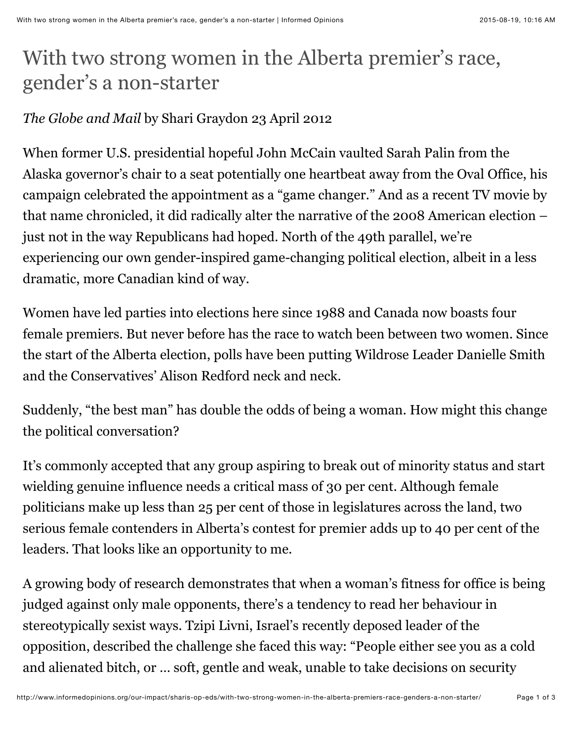# With two strong women in the Alberta premier's race, gender's a non-starter

*The Globe and Mail* by Shari Graydon 23 April 2012

When former U.S. presidential hopeful John McCain vaulted Sarah Palin from the Alaska governor's chair to a seat potentially one heartbeat away from the Oval Office, his campaign celebrated the appointment as a "game changer." And as a recent TV movie by that name chronicled, it did radically alter the narrative of the 2008 American election – just not in the way Republicans had hoped. North of the 49th parallel, we're experiencing our own gender-inspired game-changing political election, albeit in a less dramatic, more Canadian kind of way.

Women have led parties into elections here since 1988 and Canada now boasts four female premiers. But never before has the race to watch been between two women. Since the start of the Alberta election, polls have been putting Wildrose Leader Danielle Smith and the Conservatives' Alison Redford neck and neck.

Suddenly, "the best man" has double the odds of being a woman. How might this change the political conversation?

It's commonly accepted that any group aspiring to break out of minority status and start wielding genuine influence needs a critical mass of 30 per cent. Although female politicians make up less than 25 per cent of those in legislatures across the land, two serious female contenders in Alberta's contest for premier adds up to 40 per cent of the leaders. That looks like an opportunity to me.

A growing body of research demonstrates that when a woman's fitness for office is being judged against only male opponents, there's a tendency to read her behaviour in stereotypically sexist ways. Tzipi Livni, Israel's recently deposed leader of the opposition, described the challenge she faced this way: "People either see you as a cold and alienated bitch, or … soft, gentle and weak, unable to take decisions on security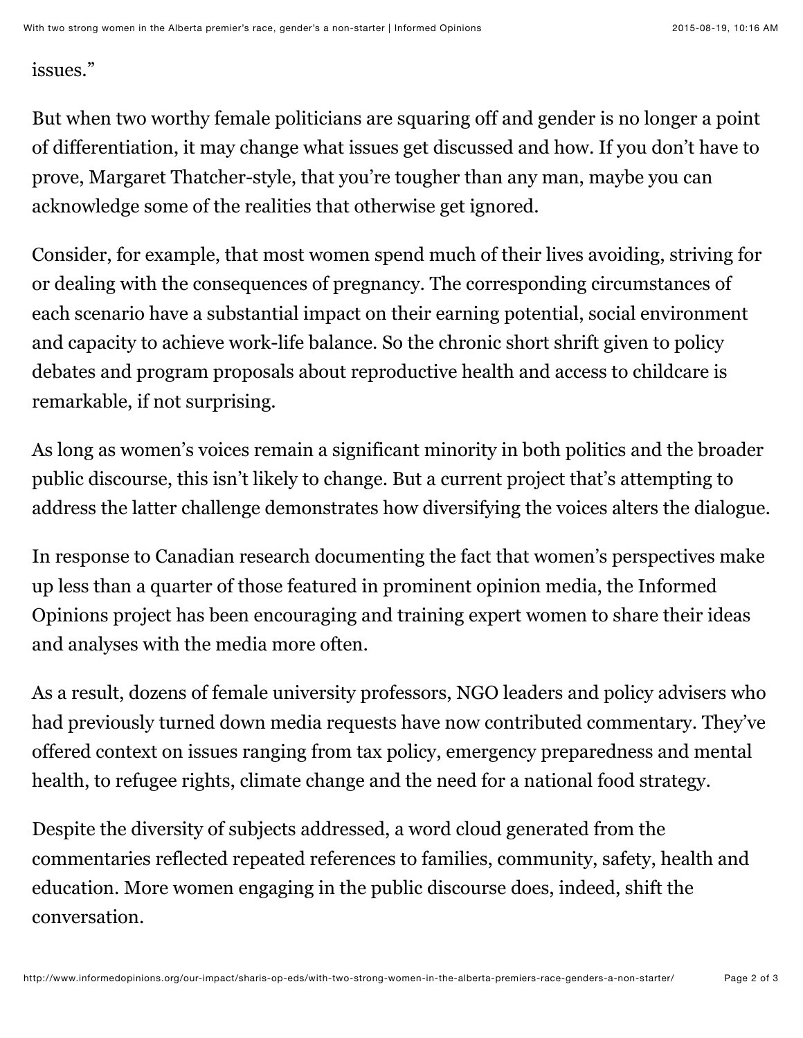issues."

But when two worthy female politicians are squaring off and gender is no longer a point of differentiation, it may change what issues get discussed and how. If you don't have to prove, Margaret Thatcher-style, that you're tougher than any man, maybe you can acknowledge some of the realities that otherwise get ignored.

Consider, for example, that most women spend much of their lives avoiding, striving for or dealing with the consequences of pregnancy. The corresponding circumstances of each scenario have a substantial impact on their earning potential, social environment and capacity to achieve work-life balance. So the chronic short shrift given to policy debates and program proposals about reproductive health and access to childcare is remarkable, if not surprising.

As long as women's voices remain a significant minority in both politics and the broader public discourse, this isn't likely to change. But a current project that's attempting to address the latter challenge demonstrates how diversifying the voices alters the dialogue.

In response to Canadian research documenting the fact that women's perspectives make up less than a quarter of those featured in prominent opinion media, the Informed Opinions project has been encouraging and training expert women to share their ideas and analyses with the media more often.

As a result, dozens of female university professors, NGO leaders and policy advisers who had previously turned down media requests have now contributed commentary. They've offered context on issues ranging from tax policy, emergency preparedness and mental health, to refugee rights, climate change and the need for a national food strategy.

Despite the diversity of subjects addressed, a word cloud generated from the commentaries reflected repeated references to families, community, safety, health and education. More women engaging in the public discourse does, indeed, shift the conversation.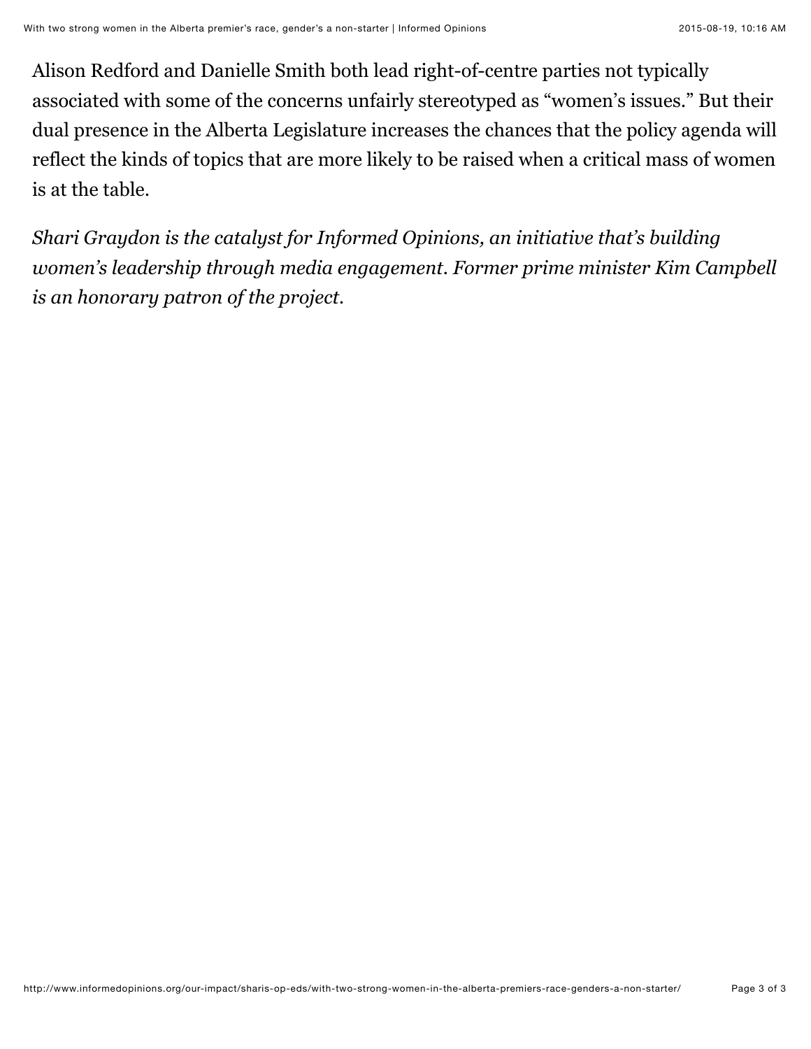Alison Redford and Danielle Smith both lead right-of-centre parties not typically associated with some of the concerns unfairly stereotyped as "women's issues." But their dual presence in the Alberta Legislature increases the chances that the policy agenda will reflect the kinds of topics that are more likely to be raised when a critical mass of women is at the table.

*Shari Graydon is the catalyst for Informed Opinions, an initiative that's building women's leadership through media engagement. Former prime minister Kim Campbell is an honorary patron of the project.*